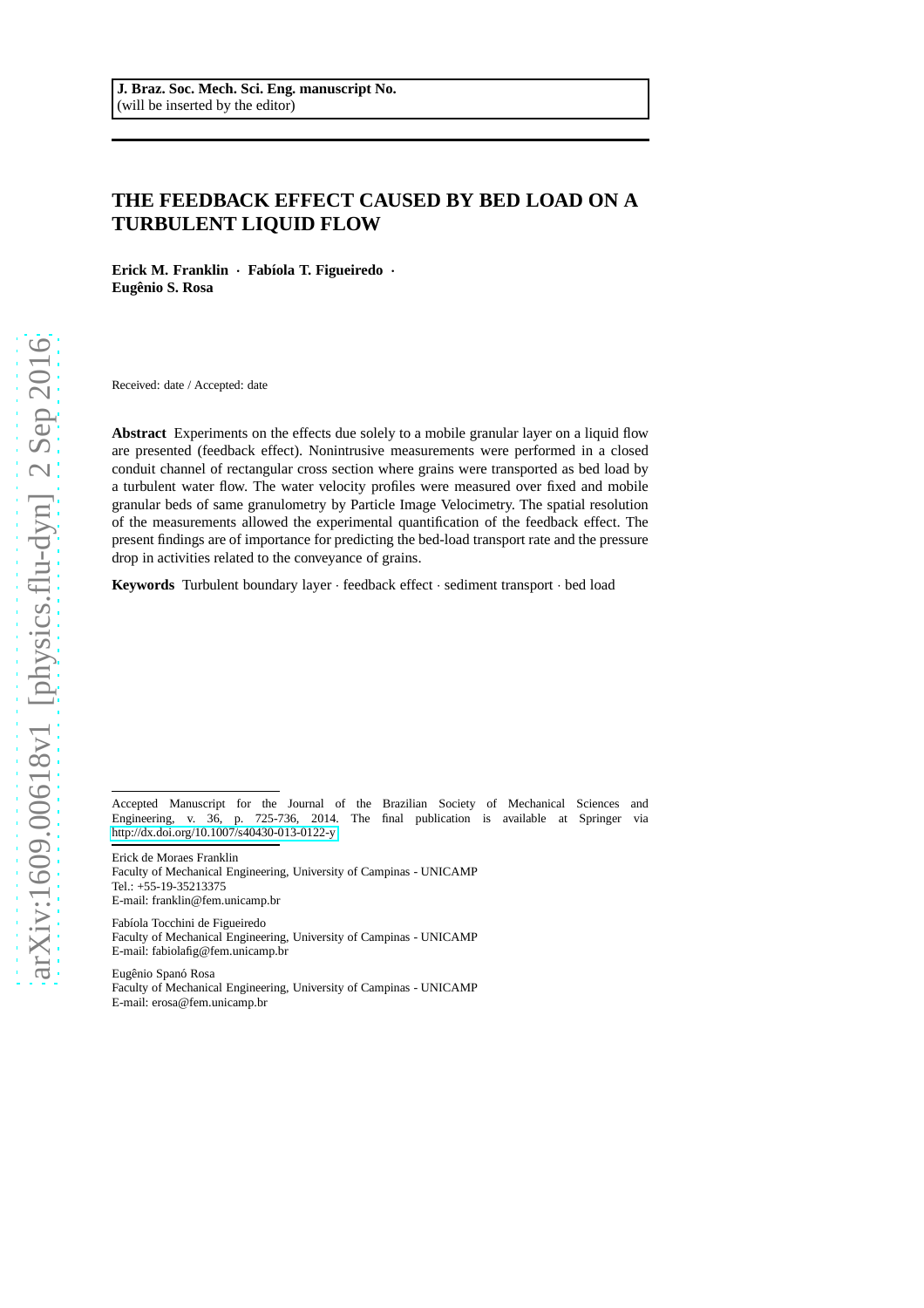**J. Braz. Soc. Mech. Sci. Eng. manuscript No.**
(will be inserted by the editor)

# THE FEEDBACK EFFECT CAUSED BY BED LOAD ON A TURBULENT LIQUID FLOW

**Erick M. Franklin · Fabíola T. Figueiredo · Eugênio S. Rosa**

Received: date / Accepted: date

**Abstract** Experiments on the effects due solely to a mobile granular layer on a liquid flow are presented (feedback effect). Nonintrusive measurements were performed in a closed conduit channel of rectangular cross section where grains were transported as bed load by a turbulent water flow. The water velocity profiles were measured over fixed and mobile granular beds of same granulometry by Particle Image Velocimetry. The spatial resolution of the measurements allowed the experimental quantification of the feedback effect. The present findings are of importance for predicting the bed-load transport rate and the pressure drop in activities related to the conveyance of grains.

**Keywords** Turbulent boundary layer · feedback effect · sediment transport · bed load

---

Accepted Manuscript for the Journal of the Brazilian Society of Mechanical Sciences and Engineering, v. 36, p. 725-736, 2014. The final publication is available at Springer via http://dx.doi.org/10.1007/s40430-013-0122-y

---

Erick de Moraes Franklin
Faculty of Mechanical Engineering, University of Campinas - UNICAMP
Tel.: +55-19-35213375
E-mail: franklin@fem.unicamp.br

Fabíola Tocchini de Figueiredo
Faculty of Mechanical Engineering, University of Campinas - UNICAMP
E-mail: fabiolafig@fem.unicamp.br

Eugênio Spanó Rosa
Faculty of Mechanical Engineering, University of Campinas - UNICAMP
E-mail: erosa@fem.unicamp.br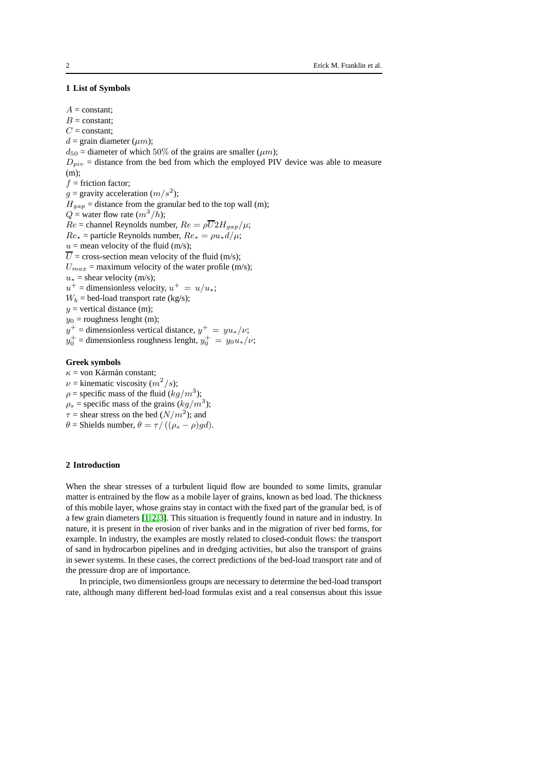## 1 List of Symbols

$A$ = constant;
$B$ = constant;
$C$ = constant;
$d$ = grain diameter ($\mu m$);
$d_{50}$ = diameter of which $50\%$ of the grains are smaller ($\mu m$);
$D_{piv}$ = distance from the bed from which the employed PIV device was able to measure (m);
$f$ = friction factor;
$g$ = gravity acceleration ($m/s^2$);
$H_{gap}$ = distance from the granular bed to the top wall (m);
$Q$ = water flow rate ($m^3/h$);
$Re$ = channel Reynolds number, $Re = \rho \overline{U} 2H_{gap}/\mu$;
$Re_*$ = particle Reynolds number, $Re_* = \rho u_* d/\mu$;
$u$ = mean velocity of the fluid (m/s);
$\overline{U}$ = cross-section mean velocity of the fluid (m/s);
$U_{max}$ = maximum velocity of the water profile (m/s);
$u_*$ = shear velocity (m/s);
$u^+$ = dimensionless velocity, $u^+ = u/u_*$;
$W_b$ = bed-load transport rate (kg/s);
$y$ = vertical distance (m);
$y_0$ = roughness lenght (m);
$y^+$ = dimensionless vertical distance, $y^+ = yu_*/\nu$;
$y_0^+$ = dimensionless roughness lenght, $y_0^+ = y_0 u_*/\nu$;

**Greek symbols**

$\kappa$ = von Kármán constant;
$\nu$ = kinematic viscosity ($m^2/s$);
$\rho$ = specific mass of the fluid ($kg/m^3$);
$\rho_s$ = specific mass of the grains ($kg/m^3$);
$\tau$ = shear stress on the bed ($N/m^2$); and
$\theta$ = Shields number, $\theta = \tau/\left((\rho_s - \rho)gd\right)$.

## 2 Introduction

When the shear stresses of a turbulent liquid flow are bounded to some limits, granular matter is entrained by the flow as a mobile layer of grains, known as bed load. The thickness of this mobile layer, whose grains stay in contact with the fixed part of the granular bed, is of a few grain diameters [1,2,3]. This situation is frequently found in nature and in industry. In nature, it is present in the erosion of river banks and in the migration of river bed forms, for example. In industry, the examples are mostly related to closed-conduit flows: the transport of sand in hydrocarbon pipelines and in dredging activities, but also the transport of grains in sewer systems. In these cases, the correct predictions of the bed-load transport rate and of the pressure drop are of importance.

In principle, two dimensionless groups are necessary to determine the bed-load transport rate, although many different bed-load formulas exist and a real consensus about this issue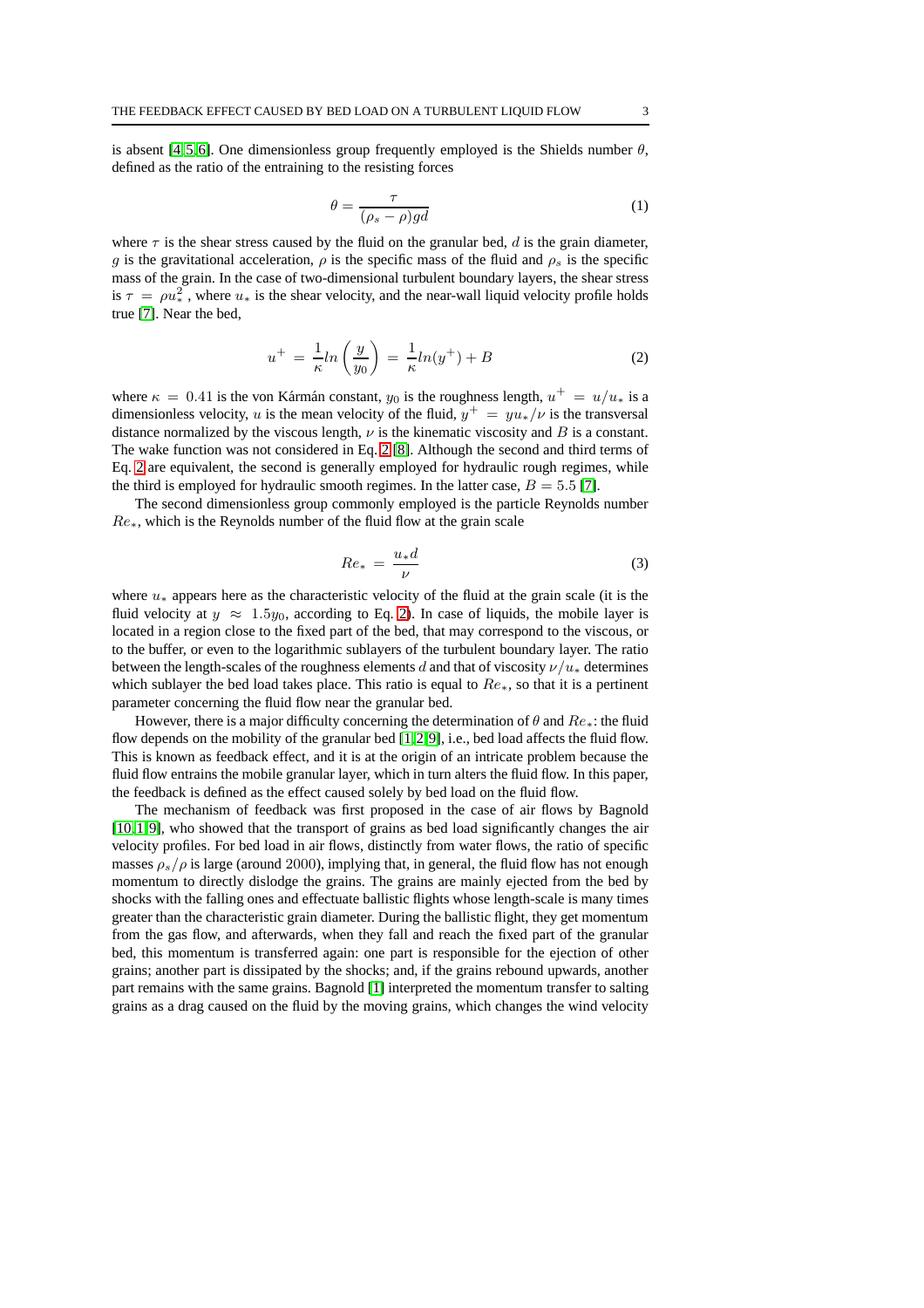is absent [4,5,6]. One dimensionless group frequently employed is the Shields number $\theta$, defined as the ratio of the entraining to the resisting forces

$$\theta = \frac{\tau}{(\rho_s - \rho)gd} \tag{1}$$

where $\tau$ is the shear stress caused by the fluid on the granular bed, $d$ is the grain diameter, $g$ is the gravitational acceleration, $\rho$ is the specific mass of the fluid and $\rho_s$ is the specific mass of the grain. In the case of two-dimensional turbulent boundary layers, the shear stress is $\tau = \rho u_*^2$, where $u_*$ is the shear velocity, and the near-wall liquid velocity profile holds true [7]. Near the bed,

$$u^+ = \frac{1}{\kappa} ln\left(\frac{y}{y_0}\right) = \frac{1}{\kappa} ln(y^+) + B \tag{2}$$

where $\kappa = 0.41$ is the von Kármán constant, $y_0$ is the roughness length, $u^+ = u/u_*$ is a dimensionless velocity, $u$ is the mean velocity of the fluid, $y^+ = yu_*/\nu$ is the transversal distance normalized by the viscous length, $\nu$ is the kinematic viscosity and $B$ is a constant. The wake function was not considered in Eq. 2 [8]. Although the second and third terms of Eq. 2 are equivalent, the second is generally employed for hydraulic rough regimes, while the third is employed for hydraulic smooth regimes. In the latter case, $B = 5.5$ [7].

The second dimensionless group commonly employed is the particle Reynolds number $Re_*$, which is the Reynolds number of the fluid flow at the grain scale

$$Re_* = \frac{u_* d}{\nu} \tag{3}$$

where $u_*$ appears here as the characteristic velocity of the fluid at the grain scale (it is the fluid velocity at $y \approx 1.5y_0$, according to Eq. 2). In case of liquids, the mobile layer is located in a region close to the fixed part of the bed, that may correspond to the viscous, or to the buffer, or even to the logarithmic sublayers of the turbulent boundary layer. The ratio between the length-scales of the roughness elements $d$ and that of viscosity $\nu/u_*$ determines which sublayer the bed load takes place. This ratio is equal to $Re_*$, so that it is a pertinent parameter concerning the fluid flow near the granular bed.

However, there is a major difficulty concerning the determination of $\theta$ and $Re_*$: the fluid flow depends on the mobility of the granular bed [1,2,9], i.e., bed load affects the fluid flow. This is known as feedback effect, and it is at the origin of an intricate problem because the fluid flow entrains the mobile granular layer, which in turn alters the fluid flow. In this paper, the feedback is defined as the effect caused solely by bed load on the fluid flow.

The mechanism of feedback was first proposed in the case of air flows by Bagnold [10,1,9], who showed that the transport of grains as bed load significantly changes the air velocity profiles. For bed load in air flows, distinctly from water flows, the ratio of specific masses $\rho_s/\rho$ is large (around 2000), implying that, in general, the fluid flow has not enough momentum to directly dislodge the grains. The grains are mainly ejected from the bed by shocks with the falling ones and effectuate ballistic flights whose length-scale is many times greater than the characteristic grain diameter. During the ballistic flight, they get momentum from the gas flow, and afterwards, when they fall and reach the fixed part of the granular bed, this momentum is transferred again: one part is responsible for the ejection of other grains; another part is dissipated by the shocks; and, if the grains rebound upwards, another part remains with the same grains. Bagnold [1] interpreted the momentum transfer to salting grains as a drag caused on the fluid by the moving grains, which changes the wind velocity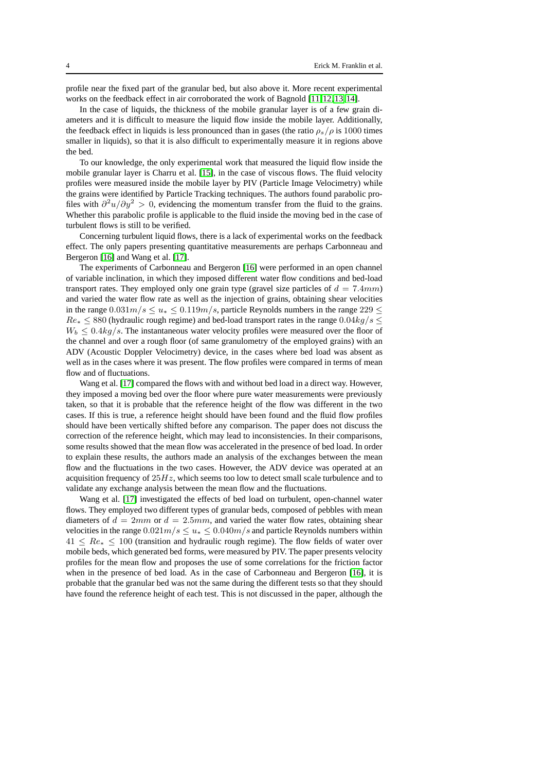profile near the fixed part of the granular bed, but also above it. More recent experimental works on the feedback effect in air corroborated the work of Bagnold [11][12][13][14].

In the case of liquids, the thickness of the mobile granular layer is of a few grain diameters and it is difficult to measure the liquid flow inside the mobile layer. Additionally, the feedback effect in liquids is less pronounced than in gases (the ratio $\rho_s/\rho$ is $1000$ times smaller in liquids), so that it is also difficult to experimentally measure it in regions above the bed.

To our knowledge, the only experimental work that measured the liquid flow inside the mobile granular layer is Charru et al. [15], in the case of viscous flows. The fluid velocity profiles were measured inside the mobile layer by PIV (Particle Image Velocimetry) while the grains were identified by Particle Tracking techniques. The authors found parabolic profiles with $\partial^2 u/\partial y^2 > 0$, evidencing the momentum transfer from the fluid to the grains. Whether this parabolic profile is applicable to the fluid inside the moving bed in the case of turbulent flows is still to be verified.

Concerning turbulent liquid flows, there is a lack of experimental works on the feedback effect. The only papers presenting quantitative measurements are perhaps Carbonneau and Bergeron [16] and Wang et al. [17].

The experiments of Carbonneau and Bergeron [16] were performed in an open channel of variable inclination, in which they imposed different water flow conditions and bed-load transport rates. They employed only one grain type (gravel size particles of $d = 7.4mm$) and varied the water flow rate as well as the injection of grains, obtaining shear velocities in the range $0.031m/s \leq u_* \leq 0.119m/s$, particle Reynolds numbers in the range $229 \leq Re_* \leq 880$ (hydraulic rough regime) and bed-load transport rates in the range $0.04kg/s \leq W_b \leq 0.4kg/s$. The instantaneous water velocity profiles were measured over the floor of the channel and over a rough floor (of same granulometry of the employed grains) with an ADV (Acoustic Doppler Velocimetry) device, in the cases where bed load was absent as well as in the cases where it was present. The flow profiles were compared in terms of mean flow and of fluctuations.

Wang et al. [17] compared the flows with and without bed load in a direct way. However, they imposed a moving bed over the floor where pure water measurements were previously taken, so that it is probable that the reference height of the flow was different in the two cases. If this is true, a reference height should have been found and the fluid flow profiles should have been vertically shifted before any comparison. The paper does not discuss the correction of the reference height, which may lead to inconsistencies. In their comparisons, some results showed that the mean flow was accelerated in the presence of bed load. In order to explain these results, the authors made an analysis of the exchanges between the mean flow and the fluctuations in the two cases. However, the ADV device was operated at an acquisition frequency of $25Hz$, which seems too low to detect small scale turbulence and to validate any exchange analysis between the mean flow and the fluctuations.

Wang et al. [17] investigated the effects of bed load on turbulent, open-channel water flows. They employed two different types of granular beds, composed of pebbles with mean diameters of $d = 2mm$ or $d = 2.5mm$, and varied the water flow rates, obtaining shear velocities in the range $0.021m/s \leq u_* \leq 0.040m/s$ and particle Reynolds numbers within $41 \leq Re_* \leq 100$ (transition and hydraulic rough regime). The flow fields of water over mobile beds, which generated bed forms, were measured by PIV. The paper presents velocity profiles for the mean flow and proposes the use of some correlations for the friction factor when in the presence of bed load. As in the case of Carbonneau and Bergeron [16], it is probable that the granular bed was not the same during the different tests so that they should have found the reference height of each test. This is not discussed in the paper, although the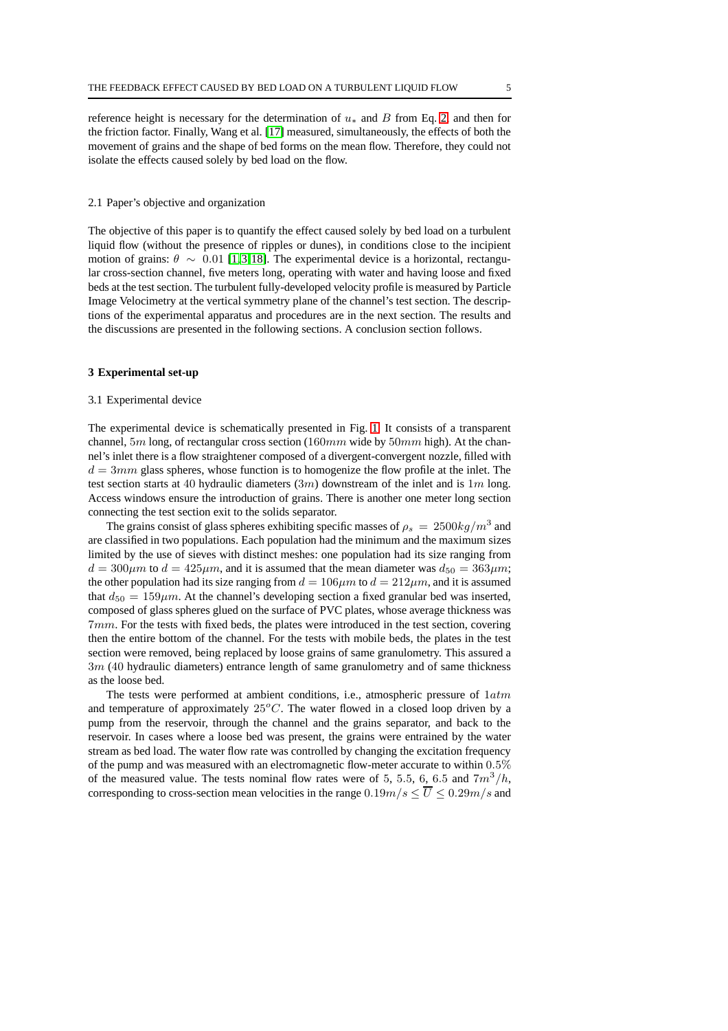reference height is necessary for the determination of $u_*$ and $B$ from Eq. 2 and then for the friction factor. Finally, Wang et al. [17] measured, simultaneously, the effects of both the movement of grains and the shape of bed forms on the mean flow. Therefore, they could not isolate the effects caused solely by bed load on the flow.

### 2.1 Paper's objective and organization

The objective of this paper is to quantify the effect caused solely by bed load on a turbulent liquid flow (without the presence of ripples or dunes), in conditions close to the incipient motion of grains: $\theta \sim 0.01$ [1,3,18]. The experimental device is a horizontal, rectangular cross-section channel, five meters long, operating with water and having loose and fixed beds at the test section. The turbulent fully-developed velocity profile is measured by Particle Image Velocimetry at the vertical symmetry plane of the channel's test section. The descriptions of the experimental apparatus and procedures are in the next section. The results and the discussions are presented in the following sections. A conclusion section follows.

## 3 Experimental set-up

### 3.1 Experimental device

The experimental device is schematically presented in Fig. 1. It consists of a transparent channel, $5m$ long, of rectangular cross section ($160mm$ wide by $50mm$ high). At the channel's inlet there is a flow straightener composed of a divergent-convergent nozzle, filled with $d = 3mm$ glass spheres, whose function is to homogenize the flow profile at the inlet. The test section starts at $40$ hydraulic diameters ($3m$) downstream of the inlet and is $1m$ long. Access windows ensure the introduction of grains. There is another one meter long section connecting the test section exit to the solids separator.

The grains consist of glass spheres exhibiting specific masses of $\rho_s = 2500 kg/m^3$ and are classified in two populations. Each population had the minimum and the maximum sizes limited by the use of sieves with distinct meshes: one population had its size ranging from $d = 300\mu m$ to $d = 425\mu m$, and it is assumed that the mean diameter was $d_{50} = 363\mu m$; the other population had its size ranging from $d = 106\mu m$ to $d = 212\mu m$, and it is assumed that $d_{50} = 159\mu m$. At the channel's developing section a fixed granular bed was inserted, composed of glass spheres glued on the surface of PVC plates, whose average thickness was $7mm$. For the tests with fixed beds, the plates were introduced in the test section, covering then the entire bottom of the channel. For the tests with mobile beds, the plates in the test section were removed, being replaced by loose grains of same granulometry. This assured a $3m$ ($40$ hydraulic diameters) entrance length of same granulometry and of same thickness as the loose bed.

The tests were performed at ambient conditions, i.e., atmospheric pressure of $1atm$ and temperature of approximately $25^oC$. The water flowed in a closed loop driven by a pump from the reservoir, through the channel and the grains separator, and back to the reservoir. In cases where a loose bed was present, the grains were entrained by the water stream as bed load. The water flow rate was controlled by changing the excitation frequency of the pump and was measured with an electromagnetic flow-meter accurate to within $0.5\%$ of the measured value. The tests nominal flow rates were of $5$, $5.5$, $6$, $6.5$ and $7m^3/h$, corresponding to cross-section mean velocities in the range $0.19m/s \leq \overline{U} \leq 0.29m/s$ and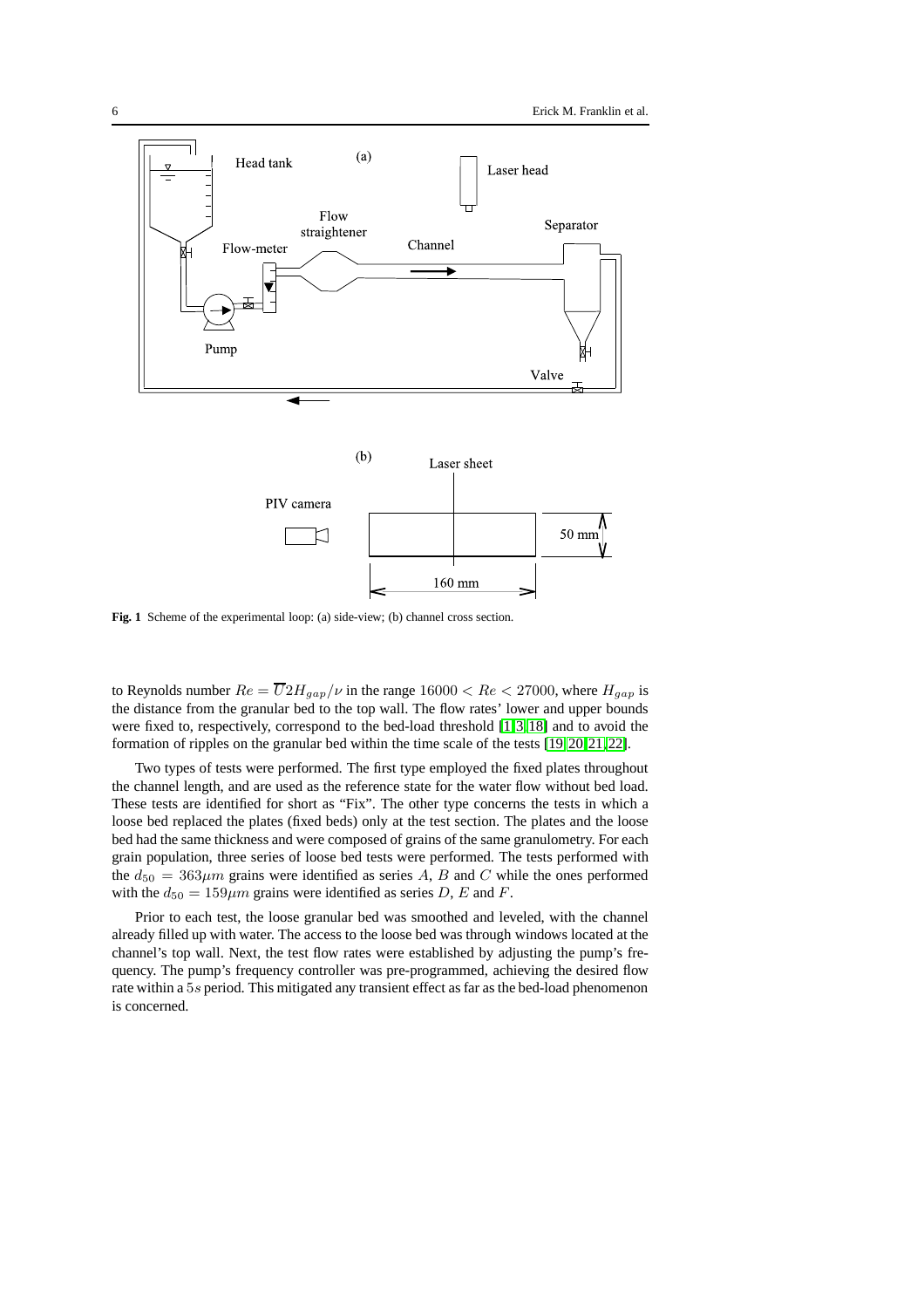Fig. 1 Scheme of the experimental loop: (a) side-view; (b) channel cross section.

to Reynolds number $Re = \overline{U}2H_{gap}/\nu$ in the range $16000 < Re < 27000$, where $H_{gap}$ is the distance from the granular bed to the top wall. The flow rates' lower and upper bounds were fixed to, respectively, correspond to the bed-load threshold [1,3,18] and to avoid the formation of ripples on the granular bed within the time scale of the tests [19,20,21,22].

Two types of tests were performed. The first type employed the fixed plates throughout the channel length, and are used as the reference state for the water flow without bed load. These tests are identified for short as "Fix". The other type concerns the tests in which a loose bed replaced the plates (fixed beds) only at the test section. The plates and the loose bed had the same thickness and were composed of grains of the same granulometry. For each grain population, three series of loose bed tests were performed. The tests performed with the $d_{50} = 363\mu m$ grains were identified as series $A$, $B$ and $C$ while the ones performed with the $d_{50} = 159\mu m$ grains were identified as series $D$, $E$ and $F$.

Prior to each test, the loose granular bed was smoothed and leveled, with the channel already filled up with water. The access to the loose bed was through windows located at the channel's top wall. Next, the test flow rates were established by adjusting the pump's frequency. The pump's frequency controller was pre-programmed, achieving the desired flow rate within a $5s$ period. This mitigated any transient effect as far as the bed-load phenomenon is concerned.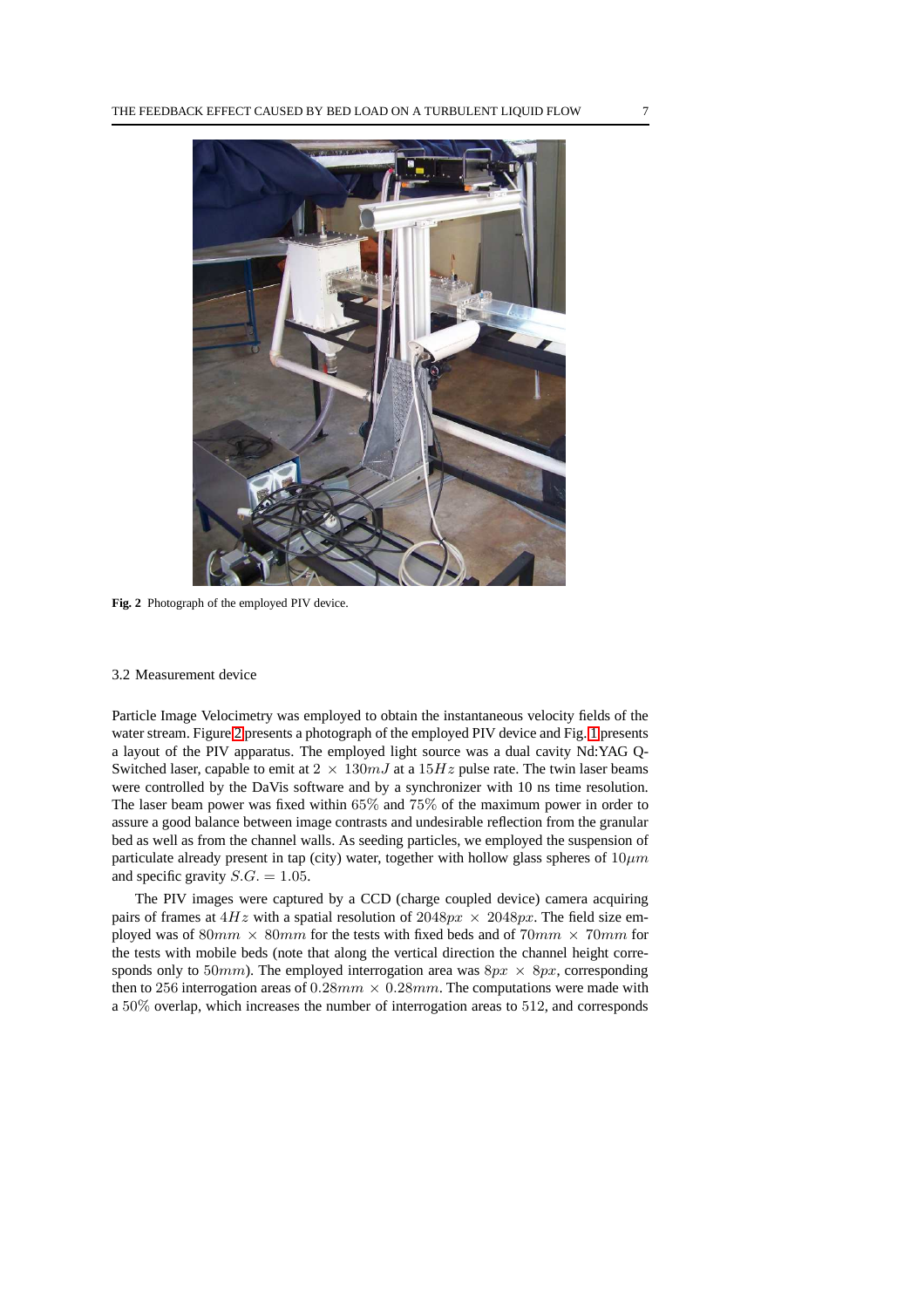Fig. 2 Photograph of the employed PIV device.

### 3.2 Measurement device

Particle Image Velocimetry was employed to obtain the instantaneous velocity fields of the water stream. Figure 2 presents a photograph of the employed PIV device and Fig. 1 presents a layout of the PIV apparatus. The employed light source was a dual cavity Nd:YAG Q-Switched laser, capable to emit at $2 \times 130mJ$ at a $15Hz$ pulse rate. The twin laser beams were controlled by the DaVis software and by a synchronizer with 10 ns time resolution. The laser beam power was fixed within $65\%$ and $75\%$ of the maximum power in order to assure a good balance between image contrasts and undesirable reflection from the granular bed as well as from the channel walls. As seeding particles, we employed the suspension of particulate already present in tap (city) water, together with hollow glass spheres of $10\mu m$ and specific gravity $S.G. = 1.05$.

The PIV images were captured by a CCD (charge coupled device) camera acquiring pairs of frames at $4Hz$ with a spatial resolution of $2048px \times 2048px$. The field size employed was of $80mm \times 80mm$ for the tests with fixed beds and of $70mm \times 70mm$ for the tests with mobile beds (note that along the vertical direction the channel height corresponds only to $50mm$). The employed interrogation area was $8px \times 8px$, corresponding then to $256$ interrogation areas of $0.28mm \times 0.28mm$. The computations were made with a $50\%$ overlap, which increases the number of interrogation areas to $512$, and corresponds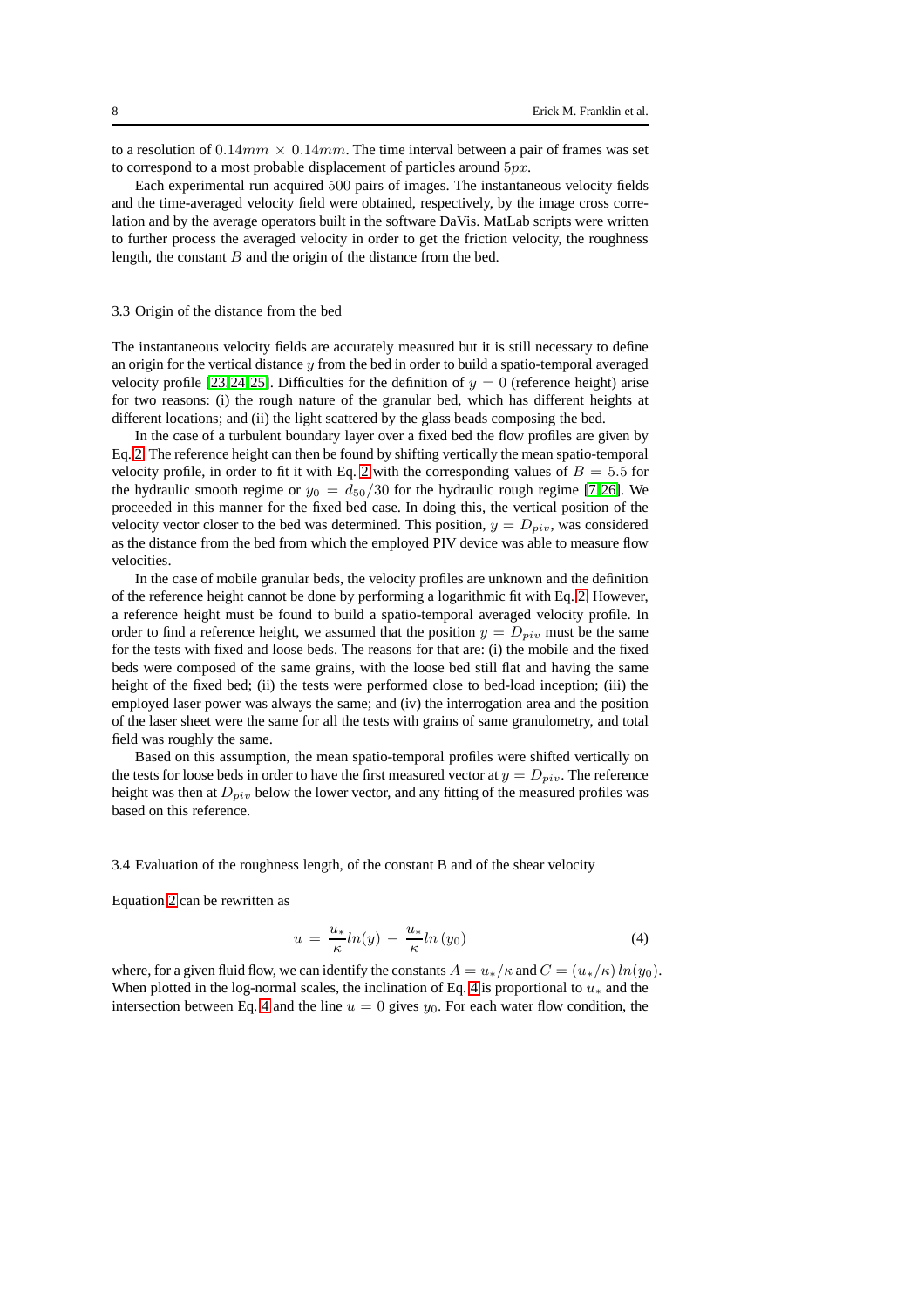to a resolution of $0.14mm \times 0.14mm$. The time interval between a pair of frames was set to correspond to a most probable displacement of particles around $5px$.

Each experimental run acquired 500 pairs of images. The instantaneous velocity fields and the time-averaged velocity field were obtained, respectively, by the image cross correlation and by the average operators built in the software DaVis. MatLab scripts were written to further process the averaged velocity in order to get the friction velocity, the roughness length, the constant $B$ and the origin of the distance from the bed.

### 3.3 Origin of the distance from the bed

The instantaneous velocity fields are accurately measured but it is still necessary to define an origin for the vertical distance $y$ from the bed in order to build a spatio-temporal averaged velocity profile [23,24,25]. Difficulties for the definition of $y = 0$ (reference height) arise for two reasons: (i) the rough nature of the granular bed, which has different heights at different locations; and (ii) the light scattered by the glass beads composing the bed.

In the case of a turbulent boundary layer over a fixed bed the flow profiles are given by Eq. 2. The reference height can then be found by shifting vertically the mean spatio-temporal velocity profile, in order to fit it with Eq. 2 with the corresponding values of $B = 5.5$ for the hydraulic smooth regime or $y_0 = d_{50}/30$ for the hydraulic rough regime [7,26]. We proceeded in this manner for the fixed bed case. In doing this, the vertical position of the velocity vector closer to the bed was determined. This position, $y = D_{piv}$, was considered as the distance from the bed from which the employed PIV device was able to measure flow velocities.

In the case of mobile granular beds, the velocity profiles are unknown and the definition of the reference height cannot be done by performing a logarithmic fit with Eq. 2. However, a reference height must be found to build a spatio-temporal averaged velocity profile. In order to find a reference height, we assumed that the position $y = D_{piv}$ must be the same for the tests with fixed and loose beds. The reasons for that are: (i) the mobile and the fixed beds were composed of the same grains, with the loose bed still flat and having the same height of the fixed bed; (ii) the tests were performed close to bed-load inception; (iii) the employed laser power was always the same; and (iv) the interrogation area and the position of the laser sheet were the same for all the tests with grains of same granulometry, and total field was roughly the same.

Based on this assumption, the mean spatio-temporal profiles were shifted vertically on the tests for loose beds in order to have the first measured vector at $y = D_{piv}$. The reference height was then at $D_{piv}$ below the lower vector, and any fitting of the measured profiles was based on this reference.

### 3.4 Evaluation of the roughness length, of the constant B and of the shear velocity

Equation 2 can be rewritten as

$$u = \frac{u_*}{\kappa} ln(y) - \frac{u_*}{\kappa} ln\,(y_0) \tag{4}$$

where, for a given fluid flow, we can identify the constants $A = u_*/\kappa$ and $C = (u_*/\kappa)\,ln(y_0)$. When plotted in the log-normal scales, the inclination of Eq. 4 is proportional to $u_*$ and the intersection between Eq. 4 and the line $u = 0$ gives $y_0$. For each water flow condition, the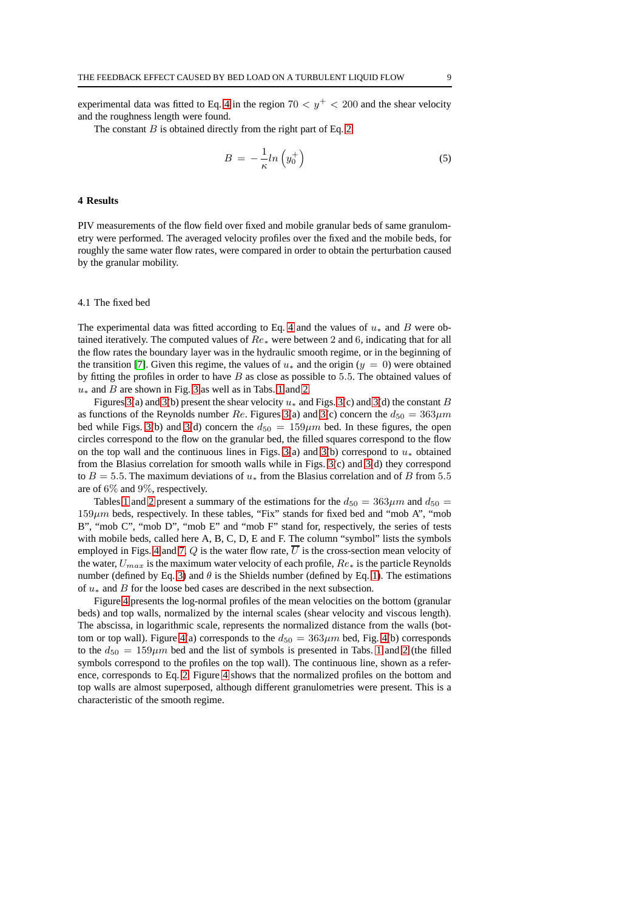experimental data was fitted to Eq. 4 in the region $70 < y^+ < 200$ and the shear velocity and the roughness length were found.

The constant $B$ is obtained directly from the right part of Eq. 2

$$B = -\frac{1}{\kappa} ln\left(y_0^+\right) \tag{5}$$

## 4 Results

PIV measurements of the flow field over fixed and mobile granular beds of same granulometry were performed. The averaged velocity profiles over the fixed and the mobile beds, for roughly the same water flow rates, were compared in order to obtain the perturbation caused by the granular mobility.

### 4.1 The fixed bed

The experimental data was fitted according to Eq. 4 and the values of $u_*$ and $B$ were obtained iteratively. The computed values of $Re_*$ were between 2 and 6, indicating that for all the flow rates the boundary layer was in the hydraulic smooth regime, or in the beginning of the transition [7]. Given this regime, the values of $u_*$ and the origin ($y = 0$) were obtained by fitting the profiles in order to have $B$ as close as possible to 5.5. The obtained values of $u_*$ and $B$ are shown in Fig. 3 as well as in Tabs. 1 and 2.

Figures 3(a) and 3(b) present the shear velocity $u_*$ and Figs. 3(c) and 3(d) the constant $B$ as functions of the Reynolds number $Re$. Figures 3(a) and 3(c) concern the $d_{50} = 363\mu m$ bed while Figs. 3(b) and 3(d) concern the $d_{50} = 159\mu m$ bed. In these figures, the open circles correspond to the flow on the granular bed, the filled squares correspond to the flow on the top wall and the continuous lines in Figs. 3(a) and 3(b) correspond to $u_*$ obtained from the Blasius correlation for smooth walls while in Figs. 3(c) and 3(d) they correspond to $B = 5.5$. The maximum deviations of $u_*$ from the Blasius correlation and of $B$ from 5.5 are of 6% and 9%, respectively.

Tables 1 and 2 present a summary of the estimations for the $d_{50} = 363\mu m$ and $d_{50} = 159\mu m$ beds, respectively. In these tables, "Fix" stands for fixed bed and "mob A", "mob B", "mob C", "mob D", "mob E" and "mob F" stand for, respectively, the series of tests with mobile beds, called here A, B, C, D, E and F. The column "symbol" lists the symbols employed in Figs. 4 and 7. $Q$ is the water flow rate, $\overline{U}$ is the cross-section mean velocity of the water, $U_{max}$ is the maximum water velocity of each profile, $Re_*$ is the particle Reynolds number (defined by Eq. 3) and $\theta$ is the Shields number (defined by Eq. 1). The estimations of $u_*$ and $B$ for the loose bed cases are described in the next subsection.

Figure 4 presents the log-normal profiles of the mean velocities on the bottom (granular beds) and top walls, normalized by the internal scales (shear velocity and viscous length). The abscissa, in logarithmic scale, represents the normalized distance from the walls (bottom or top wall). Figure 4(a) corresponds to the $d_{50} = 363\mu m$ bed, Fig. 4(b) corresponds to the $d_{50} = 159\mu m$ bed and the list of symbols is presented in Tabs. 1 and 2 (the filled symbols correspond to the profiles on the top wall). The continuous line, shown as a reference, corresponds to Eq. 2. Figure 4 shows that the normalized profiles on the bottom and top walls are almost superposed, although different granulometries were present. This is a characteristic of the smooth regime.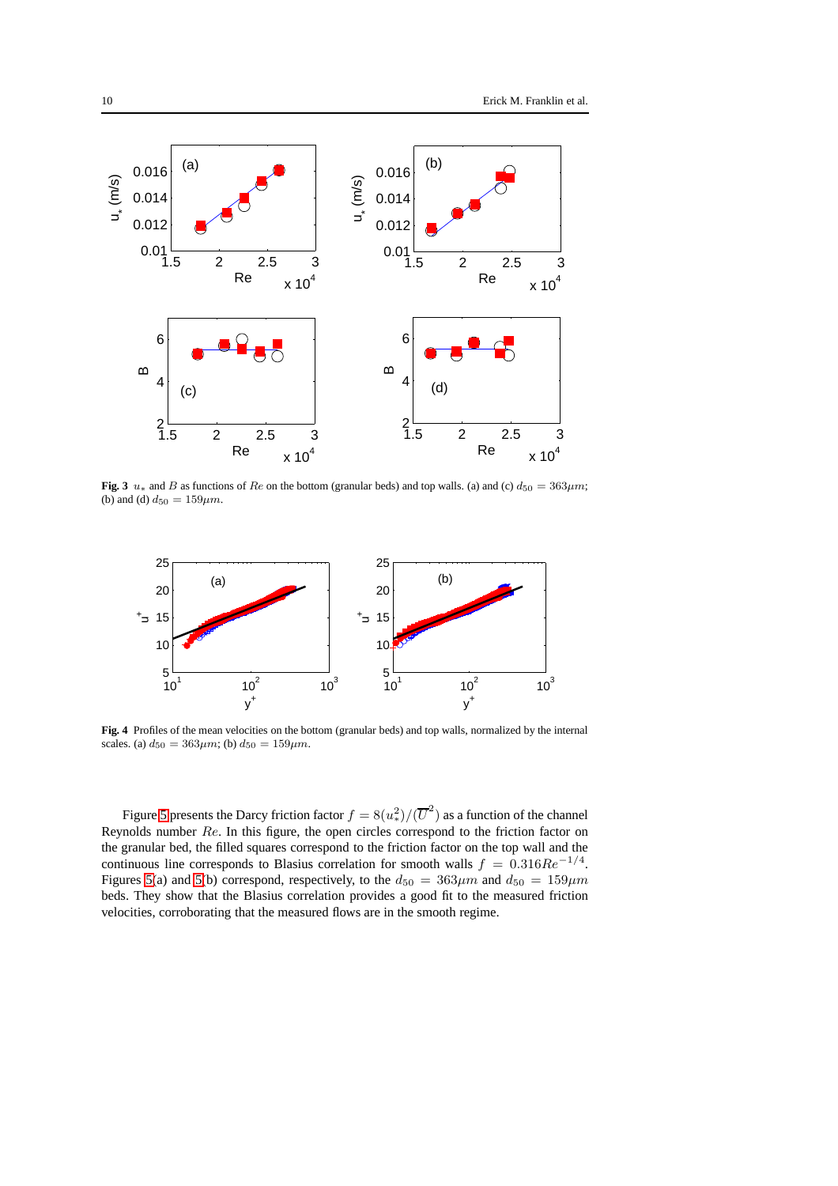**Fig. 3** $u_*$ and $B$ as functions of $Re$ on the bottom (granular beds) and top walls. (a) and (c) $d_{50} = 363\mu m$; (b) and (d) $d_{50} = 159\mu m$.

**Fig. 4** Profiles of the mean velocities on the bottom (granular beds) and top walls, normalized by the internal scales. (a) $d_{50} = 363\mu m$; (b) $d_{50} = 159\mu m$.

Figure 5 presents the Darcy friction factor $f = 8(u_*^2)/(\overline{U}^2)$ as a function of the channel Reynolds number $Re$. In this figure, the open circles correspond to the friction factor on the granular bed, the filled squares correspond to the friction factor on the top wall and the continuous line corresponds to Blasius correlation for smooth walls $f = 0.316Re^{-1/4}$. Figures 5(a) and 5(b) correspond, respectively, to the $d_{50} = 363\mu m$ and $d_{50} = 159\mu m$ beds. They show that the Blasius correlation provides a good fit to the measured friction velocities, corroborating that the measured flows are in the smooth regime.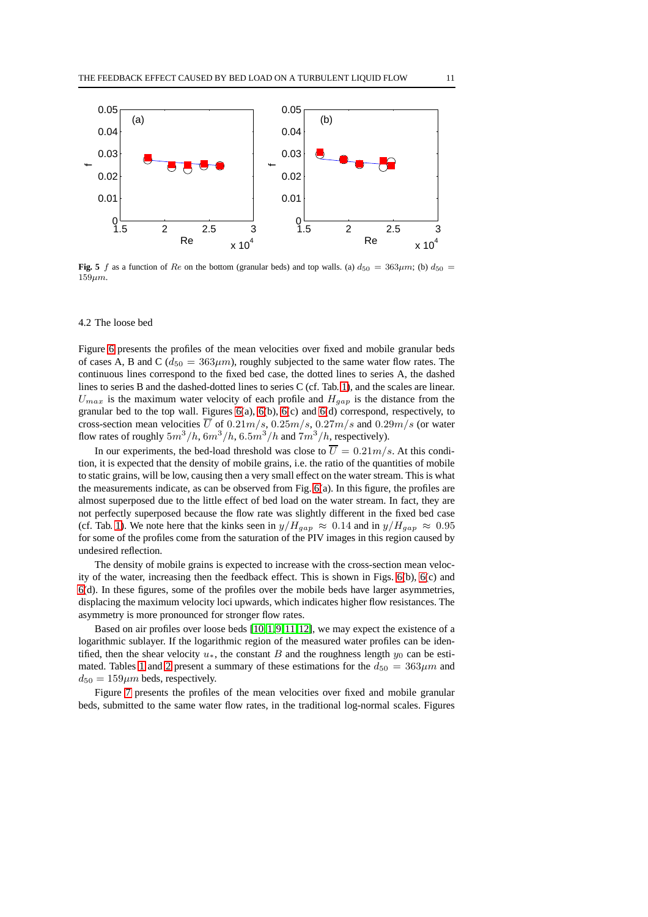**Fig. 5** $f$ as a function of $Re$ on the bottom (granular beds) and top walls. (a) $d_{50} = 363\mu m$; (b) $d_{50} = 159\mu m$.

### 4.2 The loose bed

Figure 6 presents the profiles of the mean velocities over fixed and mobile granular beds of cases A, B and C ($d_{50} = 363\mu m$), roughly subjected to the same water flow rates. The continuous lines correspond to the fixed bed case, the dotted lines to series A, the dashed lines to series B and the dashed-dotted lines to series C (cf. Tab. 1), and the scales are linear. $U_{max}$ is the maximum water velocity of each profile and $H_{gap}$ is the distance from the granular bed to the top wall. Figures 6(a), 6(b), 6(c) and 6(d) correspond, respectively, to cross-section mean velocities $\overline{U}$ of $0.21m/s$, $0.25m/s$, $0.27m/s$ and $0.29m/s$ (or water flow rates of roughly $5m^3/h$, $6m^3/h$, $6.5m^3/h$ and $7m^3/h$, respectively).

In our experiments, the bed-load threshold was close to $\overline{U} = 0.21m/s$. At this condition, it is expected that the density of mobile grains, i.e. the ratio of the quantities of mobile to static grains, will be low, causing then a very small effect on the water stream. This is what the measurements indicate, as can be observed from Fig. 6(a). In this figure, the profiles are almost superposed due to the little effect of bed load on the water stream. In fact, they are not perfectly superposed because the flow rate was slightly different in the fixed bed case (cf. Tab. 1). We note here that the kinks seen in $y/H_{gap} \approx 0.14$ and in $y/H_{gap} \approx 0.95$ for some of the profiles come from the saturation of the PIV images in this region caused by undesired reflection.

The density of mobile grains is expected to increase with the cross-section mean velocity of the water, increasing then the feedback effect. This is shown in Figs. 6(b), 6(c) and 6(d). In these figures, some of the profiles over the mobile beds have larger asymmetries, displacing the maximum velocity loci upwards, which indicates higher flow resistances. The asymmetry is more pronounced for stronger flow rates.

Based on air profiles over loose beds [10, 1, 9, 11, 12], we may expect the existence of a logarithmic sublayer. If the logarithmic region of the measured water profiles can be identified, then the shear velocity $u_*$, the constant $B$ and the roughness length $y_0$ can be estimated. Tables 1 and 2 present a summary of these estimations for the $d_{50} = 363\mu m$ and $d_{50} = 159\mu m$ beds, respectively.

Figure 7 presents the profiles of the mean velocities over fixed and mobile granular beds, submitted to the same water flow rates, in the traditional log-normal scales. Figures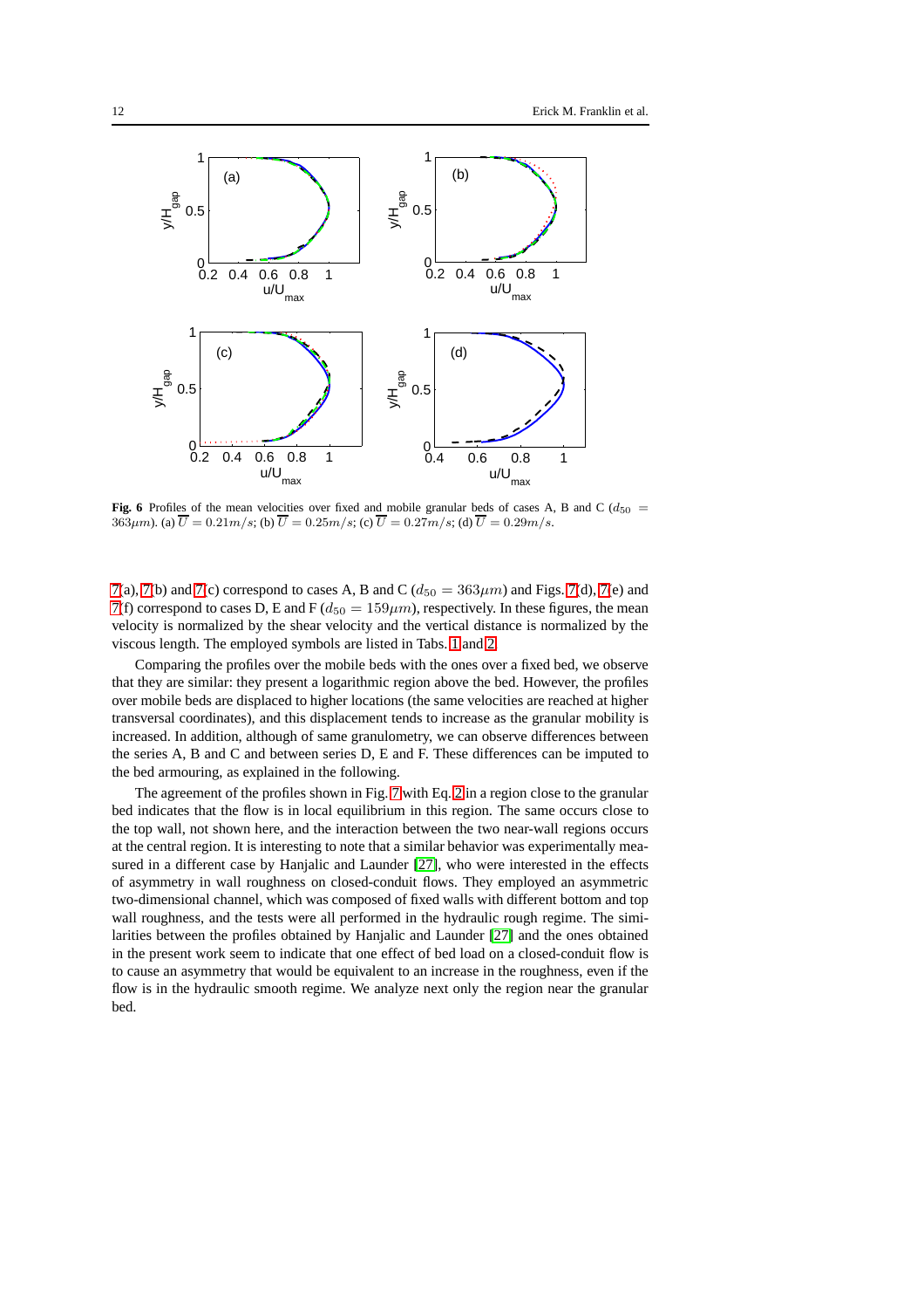**Fig. 6** Profiles of the mean velocities over fixed and mobile granular beds of cases A, B and C ($d_{50} = 363\mu m$). (a) $\overline{U} = 0.21 m/s$; (b) $\overline{U} = 0.25 m/s$; (c) $\overline{U} = 0.27 m/s$; (d) $\overline{U} = 0.29 m/s$.

7(a), 7(b) and 7(c) correspond to cases A, B and C ($d_{50} = 363\mu m$) and Figs. 7(d), 7(e) and 7(f) correspond to cases D, E and F ($d_{50} = 159\mu m$), respectively. In these figures, the mean velocity is normalized by the shear velocity and the vertical distance is normalized by the viscous length. The employed symbols are listed in Tabs. 1 and 2.

Comparing the profiles over the mobile beds with the ones over a fixed bed, we observe that they are similar: they present a logarithmic region above the bed. However, the profiles over mobile beds are displaced to higher locations (the same velocities are reached at higher transversal coordinates), and this displacement tends to increase as the granular mobility is increased. In addition, although of same granulometry, we can observe differences between the series A, B and C and between series D, E and F. These differences can be imputed to the bed armouring, as explained in the following.

The agreement of the profiles shown in Fig. 7 with Eq. 2 in a region close to the granular bed indicates that the flow is in local equilibrium in this region. The same occurs close to the top wall, not shown here, and the interaction between the two near-wall regions occurs at the central region. It is interesting to note that a similar behavior was experimentally measured in a different case by Hanjalic and Launder [27], who were interested in the effects of asymmetry in wall roughness on closed-conduit flows. They employed an asymmetric two-dimensional channel, which was composed of fixed walls with different bottom and top wall roughness, and the tests were all performed in the hydraulic rough regime. The similarities between the profiles obtained by Hanjalic and Launder [27] and the ones obtained in the present work seem to indicate that one effect of bed load on a closed-conduit flow is to cause an asymmetry that would be equivalent to an increase in the roughness, even if the flow is in the hydraulic smooth regime. We analyze next only the region near the granular bed.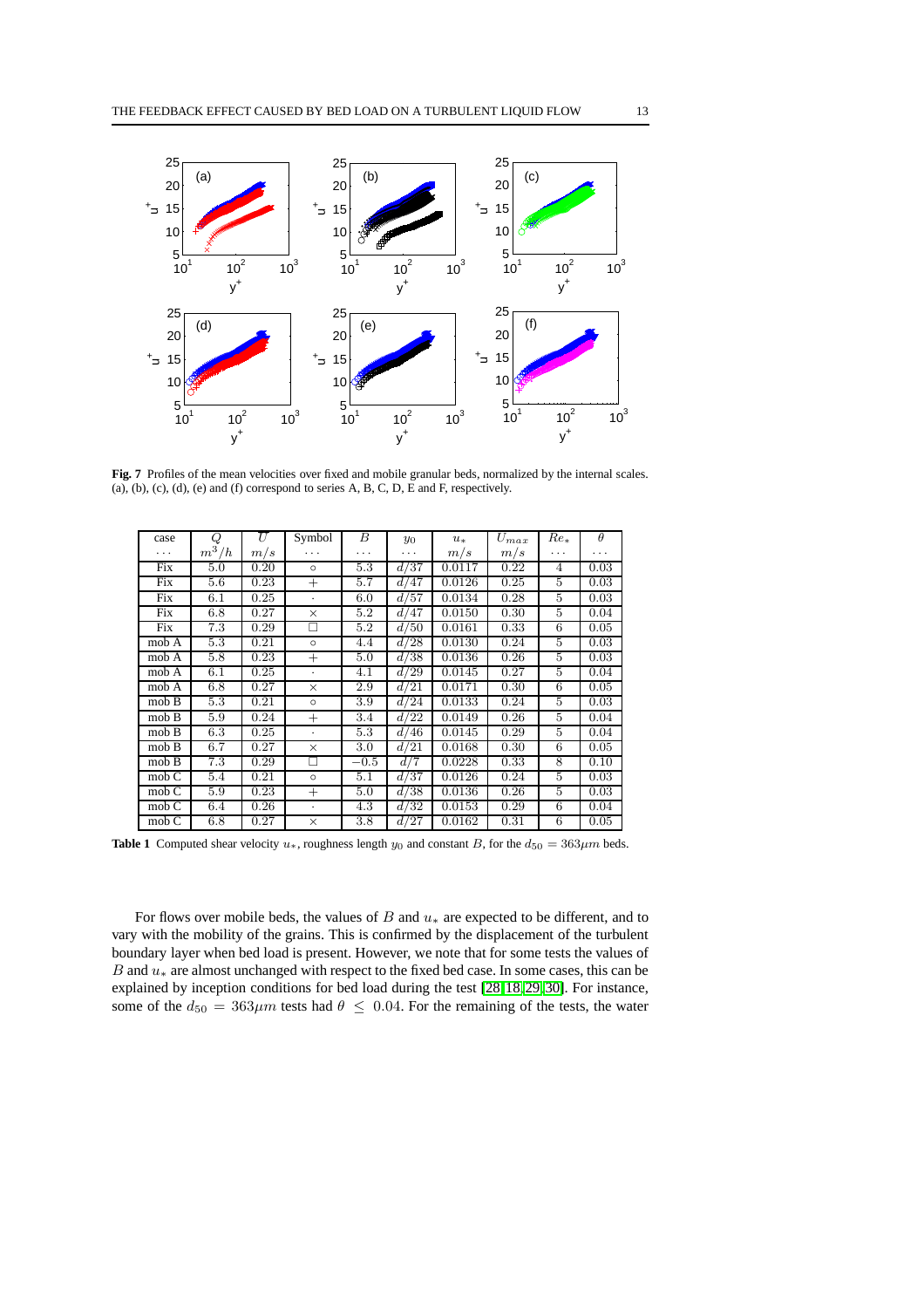**Fig. 7** Profiles of the mean velocities over fixed and mobile granular beds, normalized by the internal scales. (a), (b), (c), (d), (e) and (f) correspond to series A, B, C, D, E and F, respectively.

| case | $Q$ | $\overline{U}$ | Symbol | $B$ | $y_0$ | $u_*$ | $U_{max}$ | $Re_*$ | $\theta$ |
|---|---|---|---|---|---|---|---|---|---|
| ... | $m^3/h$ | $m/s$ | ... | ... | ... | $m/s$ | $m/s$ | ... | ... |
| Fix | 5.0 | 0.20 | $\circ$ | 5.3 | $d/37$ | 0.0117 | 0.22 | 4 | 0.03 |
| Fix | 5.6 | 0.23 | $+$ | 5.7 | $d/47$ | 0.0126 | 0.25 | 5 | 0.03 |
| Fix | 6.1 | 0.25 | $\cdot$ | 6.0 | $d/57$ | 0.0134 | 0.28 | 5 | 0.03 |
| Fix | 6.8 | 0.27 | $\times$ | 5.2 | $d/47$ | 0.0150 | 0.30 | 5 | 0.04 |
| Fix | 7.3 | 0.29 | $\square$ | 5.2 | $d/50$ | 0.0161 | 0.33 | 6 | 0.05 |
| mob A | 5.3 | 0.21 | $\circ$ | 4.4 | $d/28$ | 0.0130 | 0.24 | 5 | 0.03 |
| mob A | 5.8 | 0.23 | $+$ | 5.0 | $d/38$ | 0.0136 | 0.26 | 5 | 0.03 |
| mob A | 6.1 | 0.25 | $\cdot$ | 4.1 | $d/29$ | 0.0145 | 0.27 | 5 | 0.04 |
| mob A | 6.8 | 0.27 | $\times$ | 2.9 | $d/21$ | 0.0171 | 0.30 | 6 | 0.05 |
| mob B | 5.3 | 0.21 | $\circ$ | 3.9 | $d/24$ | 0.0133 | 0.24 | 5 | 0.03 |
| mob B | 5.9 | 0.24 | $+$ | 3.4 | $d/22$ | 0.0149 | 0.26 | 5 | 0.04 |
| mob B | 6.3 | 0.25 | $\cdot$ | 5.3 | $d/46$ | 0.0145 | 0.29 | 5 | 0.04 |
| mob B | 6.7 | 0.27 | $\times$ | 3.0 | $d/21$ | 0.0168 | 0.30 | 6 | 0.05 |
| mob B | 7.3 | 0.29 | $\square$ | $-0.5$ | $d/7$ | 0.0228 | 0.33 | 8 | 0.10 |
| mob C | 5.4 | 0.21 | $\circ$ | 5.1 | $d/37$ | 0.0126 | 0.24 | 5 | 0.03 |
| mob C | 5.9 | 0.23 | $+$ | 5.0 | $d/38$ | 0.0136 | 0.26 | 5 | 0.03 |
| mob C | 6.4 | 0.26 | $\cdot$ | 4.3 | $d/32$ | 0.0153 | 0.29 | 6 | 0.04 |
| mob C | 6.8 | 0.27 | $\times$ | 3.8 | $d/27$ | 0.0162 | 0.31 | 6 | 0.05 |

**Table 1** Computed shear velocity $u_*$, roughness length $y_0$ and constant $B$, for the $d_{50} = 363\mu m$ beds.

For flows over mobile beds, the values of $B$ and $u_*$ are expected to be different, and to vary with the mobility of the grains. This is confirmed by the displacement of the turbulent boundary layer when bed load is present. However, we note that for some tests the values of $B$ and $u_*$ are almost unchanged with respect to the fixed bed case. In some cases, this can be explained by inception conditions for bed load during the test [28,18,29,30]. For instance, some of the $d_{50} = 363\mu m$ tests had $\theta \leq 0.04$. For the remaining of the tests, the water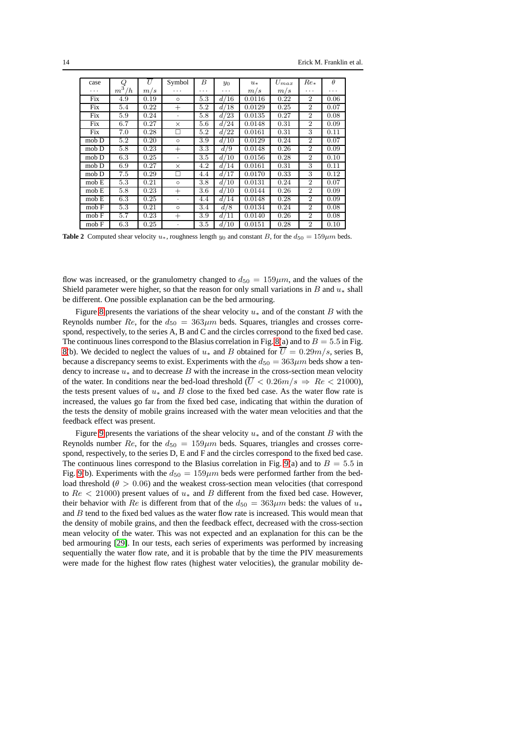| case | $Q$ | $\overline{U}$ | Symbol | $B$ | $y_0$ | $u_*$ | $U_{max}$ | $Re_*$ | $\theta$ |
|---|---|---|---|---|---|---|---|---|---|
| ... | $m^3/h$ | $m/s$ | ... | ... | ... | $m/s$ | $m/s$ | ... | ... |
| Fix | 4.9 | 0.19 | $\circ$ | 5.3 | $d/16$ | 0.0116 | 0.22 | 2 | 0.06 |
| Fix | 5.4 | 0.22 | $+$ | 5.2 | $d/18$ | 0.0129 | 0.25 | 2 | 0.07 |
| Fix | 5.9 | 0.24 | $\cdot$ | 5.8 | $d/23$ | 0.0135 | 0.27 | 2 | 0.08 |
| Fix | 6.7 | 0.27 | $\times$ | 5.6 | $d/24$ | 0.0148 | 0.31 | 2 | 0.09 |
| Fix | 7.0 | 0.28 | $\square$ | 5.2 | $d/22$ | 0.0161 | 0.31 | 3 | 0.11 |
| mob D | 5.2 | 0.20 | $\circ$ | 3.9 | $d/10$ | 0.0129 | 0.24 | 2 | 0.07 |
| mob D | 5.8 | 0.23 | $+$ | 3.3 | $d/9$ | 0.0148 | 0.26 | 2 | 0.09 |
| mob D | 6.3 | 0.25 | $\cdot$ | 3.5 | $d/10$ | 0.0156 | 0.28 | 2 | 0.10 |
| mob D | 6.9 | 0.27 | $\times$ | 4.2 | $d/14$ | 0.0161 | 0.31 | 3 | 0.11 |
| mob D | 7.5 | 0.29 | $\square$ | 4.4 | $d/17$ | 0.0170 | 0.33 | 3 | 0.12 |
| mob E | 5.3 | 0.21 | $\circ$ | 3.8 | $d/10$ | 0.0131 | 0.24 | 2 | 0.07 |
| mob E | 5.8 | 0.23 | $+$ | 3.6 | $d/10$ | 0.0144 | 0.26 | 2 | 0.09 |
| mob E | 6.3 | 0.25 | $\cdot$ | 4.4 | $d/14$ | 0.0148 | 0.28 | 2 | 0.09 |
| mob F | 5.3 | 0.21 | $\circ$ | 3.4 | $d/8$ | 0.0134 | 0.24 | 2 | 0.08 |
| mob F | 5.7 | 0.23 | $+$ | 3.9 | $d/11$ | 0.0140 | 0.26 | 2 | 0.08 |
| mob F | 6.3 | 0.25 | $\cdot$ | 3.5 | $d/10$ | 0.0151 | 0.28 | 2 | 0.10 |

**Table 2** Computed shear velocity $u_*$, roughness length $y_0$ and constant $B$, for the $d_{50} = 159\mu m$ beds.

flow was increased, or the granulometry changed to $d_{50} = 159\mu m$, and the values of the Shield parameter were higher, so that the reason for only small variations in $B$ and $u_*$ shall be different. One possible explanation can be the bed armouring.

Figure 8 presents the variations of the shear velocity $u_*$ and of the constant $B$ with the Reynolds number $Re$, for the $d_{50} = 363\mu m$ beds. Squares, triangles and crosses correspond, respectively, to the series A, B and C and the circles correspond to the fixed bed case. The continuous lines correspond to the Blasius correlation in Fig. 8(a) and to $B = 5.5$ in Fig. 8(b). We decided to neglect the values of $u_*$ and $B$ obtained for $\overline{U} = 0.29m/s$, series B, because a discrepancy seems to exist. Experiments with the $d_{50} = 363\mu m$ beds show a tendency to increase $u_*$ and to decrease $B$ with the increase in the cross-section mean velocity of the water. In conditions near the bed-load threshold ($\overline{U} < 0.26m/s \Rightarrow Re < 21000$), the tests present values of $u_*$ and $B$ close to the fixed bed case. As the water flow rate is increased, the values go far from the fixed bed case, indicating that within the duration of the tests the density of mobile grains increased with the water mean velocities and that the feedback effect was present.

Figure 9 presents the variations of the shear velocity $u_*$ and of the constant $B$ with the Reynolds number $Re$, for the $d_{50} = 159\mu m$ beds. Squares, triangles and crosses correspond, respectively, to the series D, E and F and the circles correspond to the fixed bed case. The continuous lines correspond to the Blasius correlation in Fig. 9(a) and to $B = 5.5$ in Fig. 9(b). Experiments with the $d_{50} = 159\mu m$ beds were performed farther from the bed-load threshold ($\theta > 0.06$) and the weakest cross-section mean velocities (that correspond to $Re < 21000$) present values of $u_*$ and $B$ different from the fixed bed case. However, their behavior with $Re$ is different from that of the $d_{50} = 363\mu m$ beds: the values of $u_*$ and $B$ tend to the fixed bed values as the water flow rate is increased. This would mean that the density of mobile grains, and then the feedback effect, decreased with the cross-section mean velocity of the water. This was not expected and an explanation for this can be the bed armouring [29]. In our tests, each series of experiments was performed by increasing sequentially the water flow rate, and it is probable that by the time the PIV measurements were made for the highest flow rates (highest water velocities), the granular mobility de-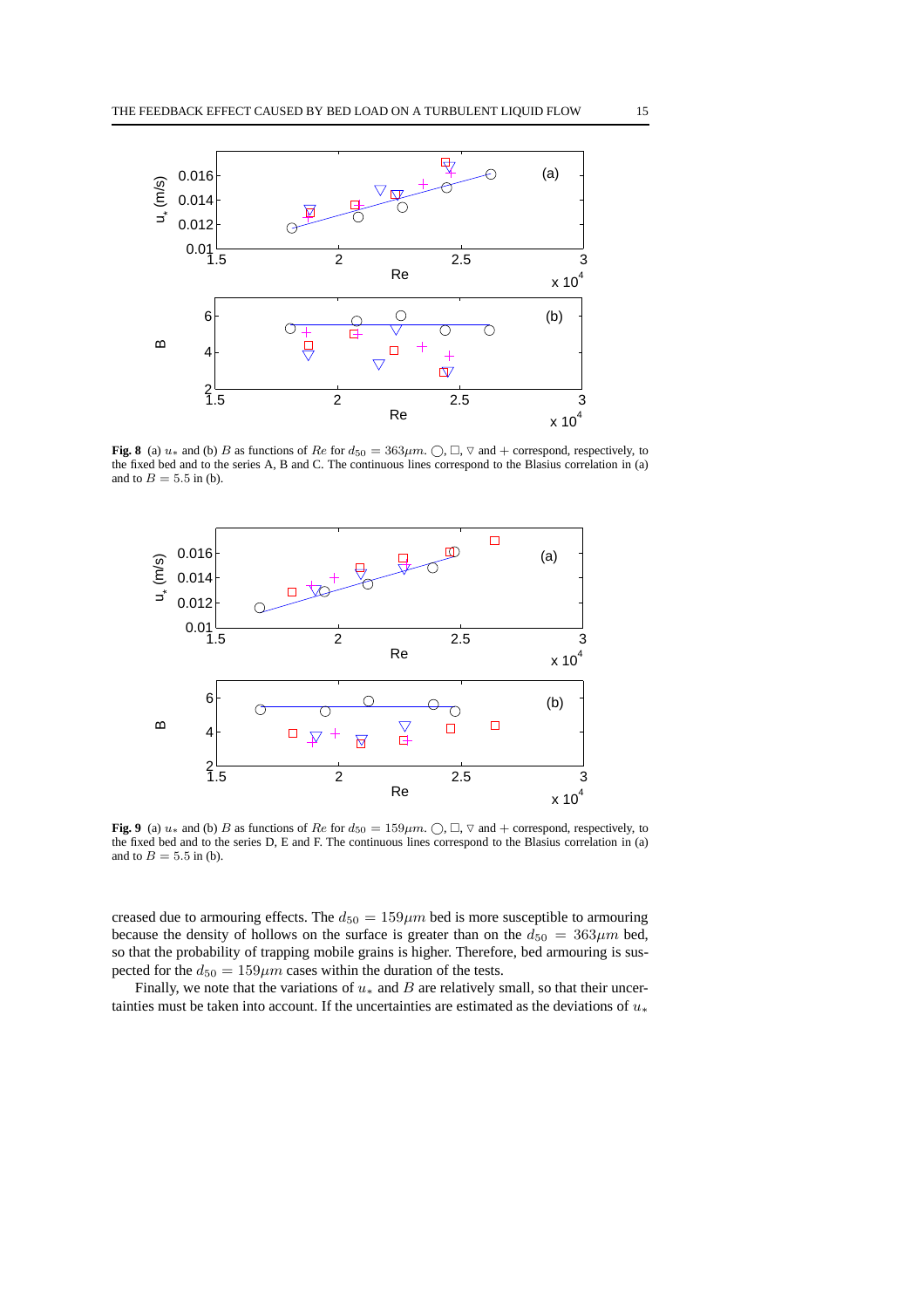**Fig. 8** (a) $u_*$ and (b) $B$ as functions of $Re$ for $d_{50} = 363 \mu m$. $\bigcirc$, $\square$, $\triangledown$ and $+$ correspond, respectively, to the fixed bed and to the series A, B and C. The continuous lines correspond to the Blasius correlation in (a) and to $B = 5.5$ in (b).

**Fig. 9** (a) $u_*$ and (b) $B$ as functions of $Re$ for $d_{50} = 159 \mu m$. $\bigcirc$, $\square$, $\triangledown$ and $+$ correspond, respectively, to the fixed bed and to the series D, E and F. The continuous lines correspond to the Blasius correlation in (a) and to $B = 5.5$ in (b).

creased due to armouring effects. The $d_{50} = 159 \mu m$ bed is more susceptible to armouring because the density of hollows on the surface is greater than on the $d_{50} = 363 \mu m$ bed, so that the probability of trapping mobile grains is higher. Therefore, bed armouring is suspected for the $d_{50} = 159 \mu m$ cases within the duration of the tests.

Finally, we note that the variations of $u_*$ and $B$ are relatively small, so that their uncertainties must be taken into account. If the uncertainties are estimated as the deviations of $u_*$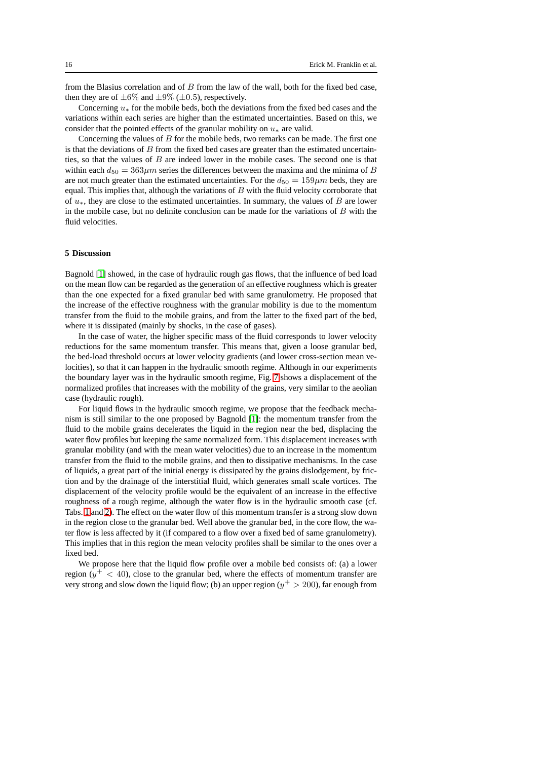from the Blasius correlation and of $B$ from the law of the wall, both for the fixed bed case, then they are of $\pm 6\%$ and $\pm 9\%$ ($\pm 0.5$), respectively.

Concerning $u_*$ for the mobile beds, both the deviations from the fixed bed cases and the variations within each series are higher than the estimated uncertainties. Based on this, we consider that the pointed effects of the granular mobility on $u_*$ are valid.

Concerning the values of $B$ for the mobile beds, two remarks can be made. The first one is that the deviations of $B$ from the fixed bed cases are greater than the estimated uncertainties, so that the values of $B$ are indeed lower in the mobile cases. The second one is that within each $d_{50} = 363\mu m$ series the differences between the maxima and the minima of $B$ are not much greater than the estimated uncertainties. For the $d_{50} = 159\mu m$ beds, they are equal. This implies that, although the variations of $B$ with the fluid velocity corroborate that of $u_*$, they are close to the estimated uncertainties. In summary, the values of $B$ are lower in the mobile case, but no definite conclusion can be made for the variations of $B$ with the fluid velocities.

## 5 Discussion

Bagnold [1] showed, in the case of hydraulic rough gas flows, that the influence of bed load on the mean flow can be regarded as the generation of an effective roughness which is greater than the one expected for a fixed granular bed with same granulometry. He proposed that the increase of the effective roughness with the granular mobility is due to the momentum transfer from the fluid to the mobile grains, and from the latter to the fixed part of the bed, where it is dissipated (mainly by shocks, in the case of gases).

In the case of water, the higher specific mass of the fluid corresponds to lower velocity reductions for the same momentum transfer. This means that, given a loose granular bed, the bed-load threshold occurs at lower velocity gradients (and lower cross-section mean velocities), so that it can happen in the hydraulic smooth regime. Although in our experiments the boundary layer was in the hydraulic smooth regime, Fig. 7 shows a displacement of the normalized profiles that increases with the mobility of the grains, very similar to the aeolian case (hydraulic rough).

For liquid flows in the hydraulic smooth regime, we propose that the feedback mechanism is still similar to the one proposed by Bagnold [1]: the momentum transfer from the fluid to the mobile grains decelerates the liquid in the region near the bed, displacing the water flow profiles but keeping the same normalized form. This displacement increases with granular mobility (and with the mean water velocities) due to an increase in the momentum transfer from the fluid to the mobile grains, and then to dissipative mechanisms. In the case of liquids, a great part of the initial energy is dissipated by the grains dislodgement, by friction and by the drainage of the interstitial fluid, which generates small scale vortices. The displacement of the velocity profile would be the equivalent of an increase in the effective roughness of a rough regime, although the water flow is in the hydraulic smooth case (cf. Tabs. 1 and 2). The effect on the water flow of this momentum transfer is a strong slow down in the region close to the granular bed. Well above the granular bed, in the core flow, the water flow is less affected by it (if compared to a flow over a fixed bed of same granulometry). This implies that in this region the mean velocity profiles shall be similar to the ones over a fixed bed.

We propose here that the liquid flow profile over a mobile bed consists of: (a) a lower region ($y^+ < 40$), close to the granular bed, where the effects of momentum transfer are very strong and slow down the liquid flow; (b) an upper region ($y^+ > 200$), far enough from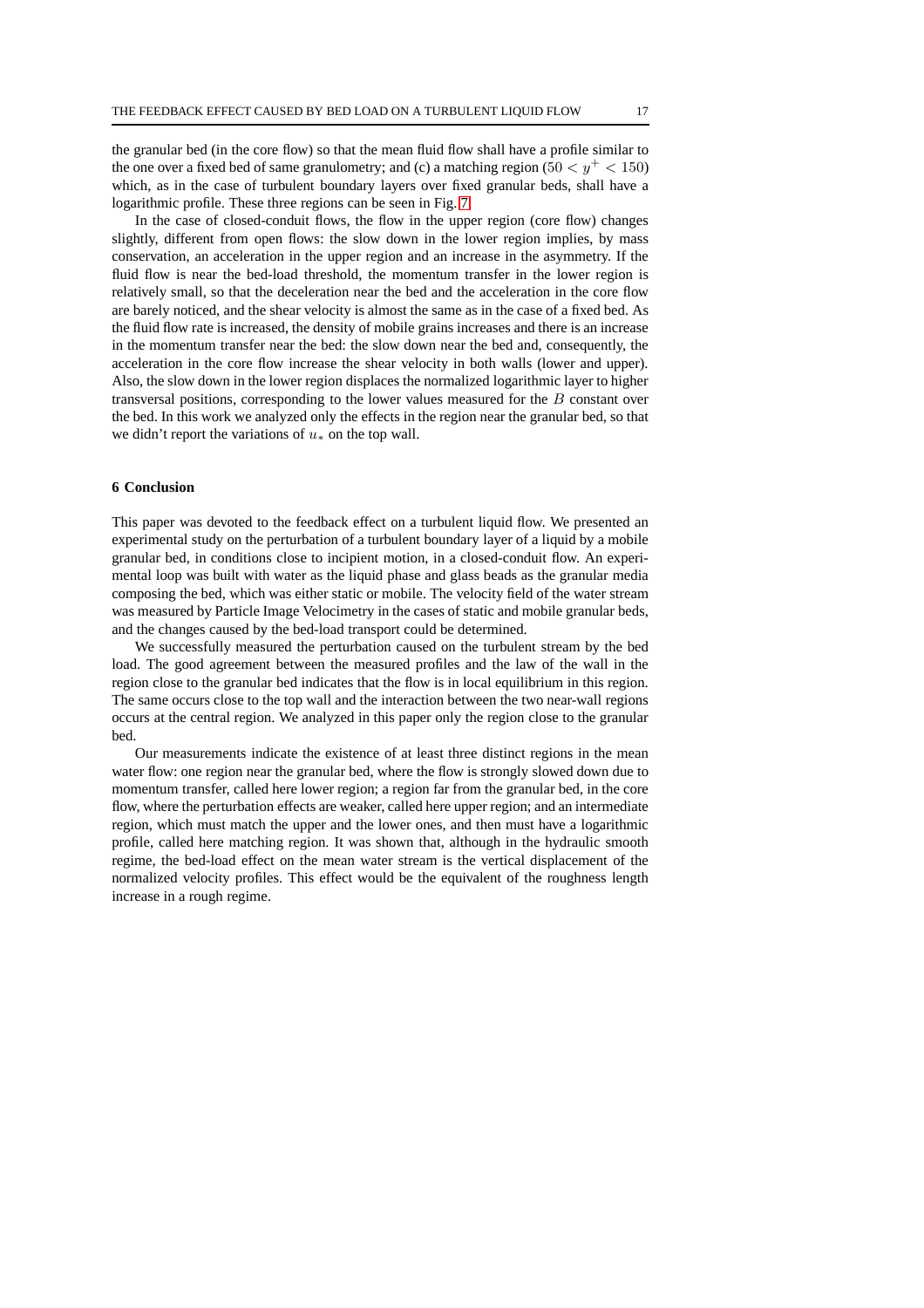the granular bed (in the core flow) so that the mean fluid flow shall have a profile similar to the one over a fixed bed of same granulometry; and (c) a matching region ($50 < y^+ < 150$) which, as in the case of turbulent boundary layers over fixed granular beds, shall have a logarithmic profile. These three regions can be seen in Fig. 7.

In the case of closed-conduit flows, the flow in the upper region (core flow) changes slightly, different from open flows: the slow down in the lower region implies, by mass conservation, an acceleration in the upper region and an increase in the asymmetry. If the fluid flow is near the bed-load threshold, the momentum transfer in the lower region is relatively small, so that the deceleration near the bed and the acceleration in the core flow are barely noticed, and the shear velocity is almost the same as in the case of a fixed bed. As the fluid flow rate is increased, the density of mobile grains increases and there is an increase in the momentum transfer near the bed: the slow down near the bed and, consequently, the acceleration in the core flow increase the shear velocity in both walls (lower and upper). Also, the slow down in the lower region displaces the normalized logarithmic layer to higher transversal positions, corresponding to the lower values measured for the $B$ constant over the bed. In this work we analyzed only the effects in the region near the granular bed, so that we didn't report the variations of $u_*$ on the top wall.

## 6 Conclusion

This paper was devoted to the feedback effect on a turbulent liquid flow. We presented an experimental study on the perturbation of a turbulent boundary layer of a liquid by a mobile granular bed, in conditions close to incipient motion, in a closed-conduit flow. An experimental loop was built with water as the liquid phase and glass beads as the granular media composing the bed, which was either static or mobile. The velocity field of the water stream was measured by Particle Image Velocimetry in the cases of static and mobile granular beds, and the changes caused by the bed-load transport could be determined.

We successfully measured the perturbation caused on the turbulent stream by the bed load. The good agreement between the measured profiles and the law of the wall in the region close to the granular bed indicates that the flow is in local equilibrium in this region. The same occurs close to the top wall and the interaction between the two near-wall regions occurs at the central region. We analyzed in this paper only the region close to the granular bed.

Our measurements indicate the existence of at least three distinct regions in the mean water flow: one region near the granular bed, where the flow is strongly slowed down due to momentum transfer, called here lower region; a region far from the granular bed, in the core flow, where the perturbation effects are weaker, called here upper region; and an intermediate region, which must match the upper and the lower ones, and then must have a logarithmic profile, called here matching region. It was shown that, although in the hydraulic smooth regime, the bed-load effect on the mean water stream is the vertical displacement of the normalized velocity profiles. This effect would be the equivalent of the roughness length increase in a rough regime.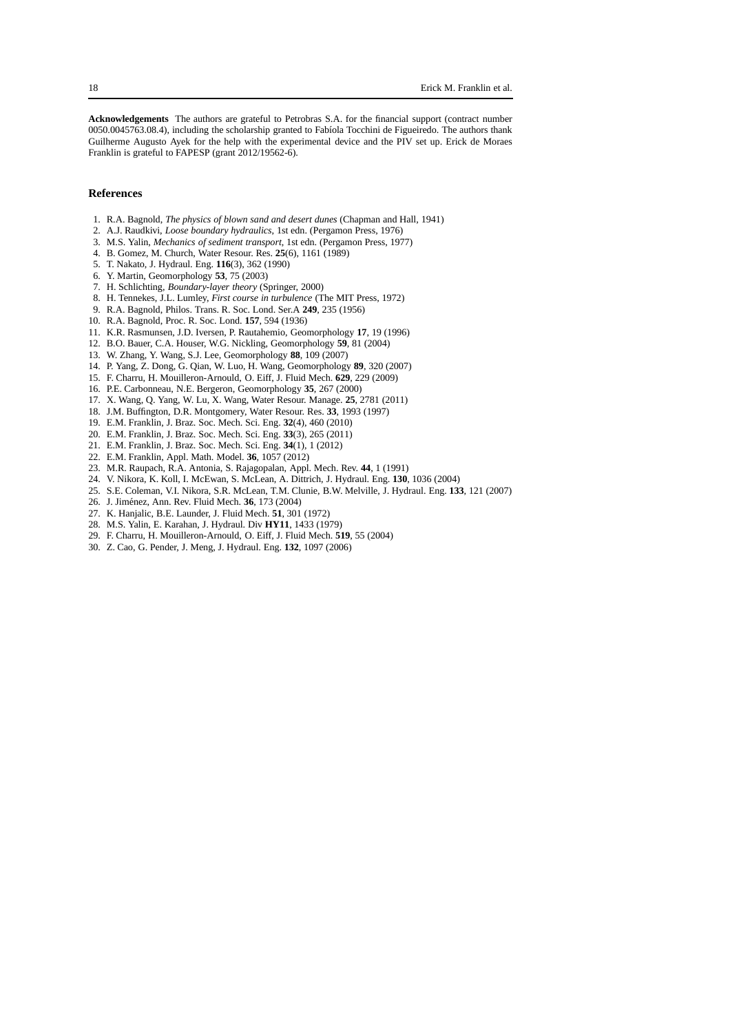**Acknowledgements** The authors are grateful to Petrobras S.A. for the financial support (contract number 0050.0045763.08.4), including the scholarship granted to Fabíola Tocchini de Figueiredo. The authors thank Guilherme Augusto Ayek for the help with the experimental device and the PIV set up. Erick de Moraes Franklin is grateful to FAPESP (grant 2012/19562-6).

## References

1. R.A. Bagnold, *The physics of blown sand and desert dunes* (Chapman and Hall, 1941)
2. A.J. Raudkivi, *Loose boundary hydraulics*, 1st edn. (Pergamon Press, 1976)
3. M.S. Yalin, *Mechanics of sediment transport*, 1st edn. (Pergamon Press, 1977)
4. B. Gomez, M. Church, Water Resour. Res. **25**(6), 1161 (1989)
5. T. Nakato, J. Hydraul. Eng. **116**(3), 362 (1990)
6. Y. Martin, Geomorphology **53**, 75 (2003)
7. H. Schlichting, *Boundary-layer theory* (Springer, 2000)
8. H. Tennekes, J.L. Lumley, *First course in turbulence* (The MIT Press, 1972)
9. R.A. Bagnold, Philos. Trans. R. Soc. Lond. Ser.A **249**, 235 (1956)
10. R.A. Bagnold, Proc. R. Soc. Lond. **157**, 594 (1936)
11. K.R. Rasmunsen, J.D. Iversen, P. Rautahemio, Geomorphology **17**, 19 (1996)
12. B.O. Bauer, C.A. Houser, W.G. Nickling, Geomorphology **59**, 81 (2004)
13. W. Zhang, Y. Wang, S.J. Lee, Geomorphology **88**, 109 (2007)
14. P. Yang, Z. Dong, G. Qian, W. Luo, H. Wang, Geomorphology **89**, 320 (2007)
15. F. Charru, H. Mouilleron-Arnould, O. Eiff, J. Fluid Mech. **629**, 229 (2009)
16. P.E. Carbonneau, N.E. Bergeron, Geomorphology **35**, 267 (2000)
17. X. Wang, Q. Yang, W. Lu, X. Wang, Water Resour. Manage. **25**, 2781 (2011)
18. J.M. Buffington, D.R. Montgomery, Water Resour. Res. **33**, 1993 (1997)
19. E.M. Franklin, J. Braz. Soc. Mech. Sci. Eng. **32**(4), 460 (2010)
20. E.M. Franklin, J. Braz. Soc. Mech. Sci. Eng. **33**(3), 265 (2011)
21. E.M. Franklin, J. Braz. Soc. Mech. Sci. Eng. **34**(1), 1 (2012)
22. E.M. Franklin, Appl. Math. Model. **36**, 1057 (2012)
23. M.R. Raupach, R.A. Antonia, S. Rajagopalan, Appl. Mech. Rev. **44**, 1 (1991)
24. V. Nikora, K. Koll, I. McEwan, S. McLean, A. Dittrich, J. Hydraul. Eng. **130**, 1036 (2004)
25. S.E. Coleman, V.I. Nikora, S.R. McLean, T.M. Clunie, B.W. Melville, J. Hydraul. Eng. **133**, 121 (2007)
26. J. Jiménez, Ann. Rev. Fluid Mech. **36**, 173 (2004)
27. K. Hanjalic, B.E. Launder, J. Fluid Mech. **51**, 301 (1972)
28. M.S. Yalin, E. Karahan, J. Hydraul. Div **HY11**, 1433 (1979)
29. F. Charru, H. Mouilleron-Arnould, O. Eiff, J. Fluid Mech. **519**, 55 (2004)
30. Z. Cao, G. Pender, J. Meng, J. Hydraul. Eng. **132**, 1097 (2006)